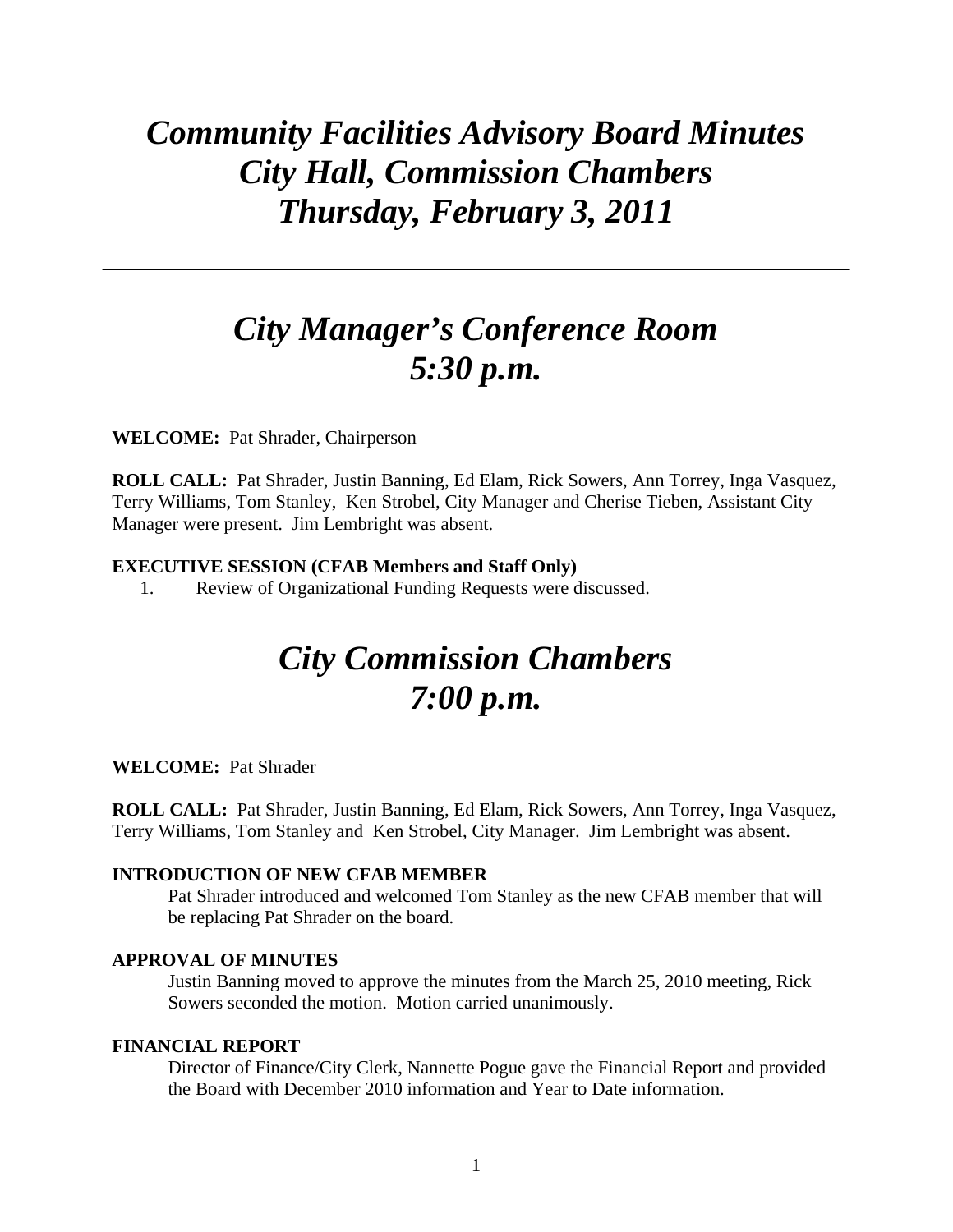# *Community Facilities Advisory Board Minutes*
# *City Hall, Commission Chambers*
# *Thursday, February 3, 2011*

---

## *City Manager's Conference Room*
## *5:30 p.m.*

**WELCOME:** Pat Shrader, Chairperson

**ROLL CALL:** Pat Shrader, Justin Banning, Ed Elam, Rick Sowers, Ann Torrey, Inga Vasquez, Terry Williams, Tom Stanley, Ken Strobel, City Manager and Cherise Tieben, Assistant City Manager were present. Jim Lembright was absent.

**EXECUTIVE SESSION (CFAB Members and Staff Only)**

1. Review of Organizational Funding Requests were discussed.

## *City Commission Chambers*
## *7:00 p.m.*

**WELCOME:** Pat Shrader

**ROLL CALL:** Pat Shrader, Justin Banning, Ed Elam, Rick Sowers, Ann Torrey, Inga Vasquez, Terry Williams, Tom Stanley and Ken Strobel, City Manager. Jim Lembright was absent.

**INTRODUCTION OF NEW CFAB MEMBER**

Pat Shrader introduced and welcomed Tom Stanley as the new CFAB member that will be replacing Pat Shrader on the board.

**APPROVAL OF MINUTES**

Justin Banning moved to approve the minutes from the March 25, 2010 meeting, Rick Sowers seconded the motion. Motion carried unanimously.

**FINANCIAL REPORT**

Director of Finance/City Clerk, Nannette Pogue gave the Financial Report and provided the Board with December 2010 information and Year to Date information.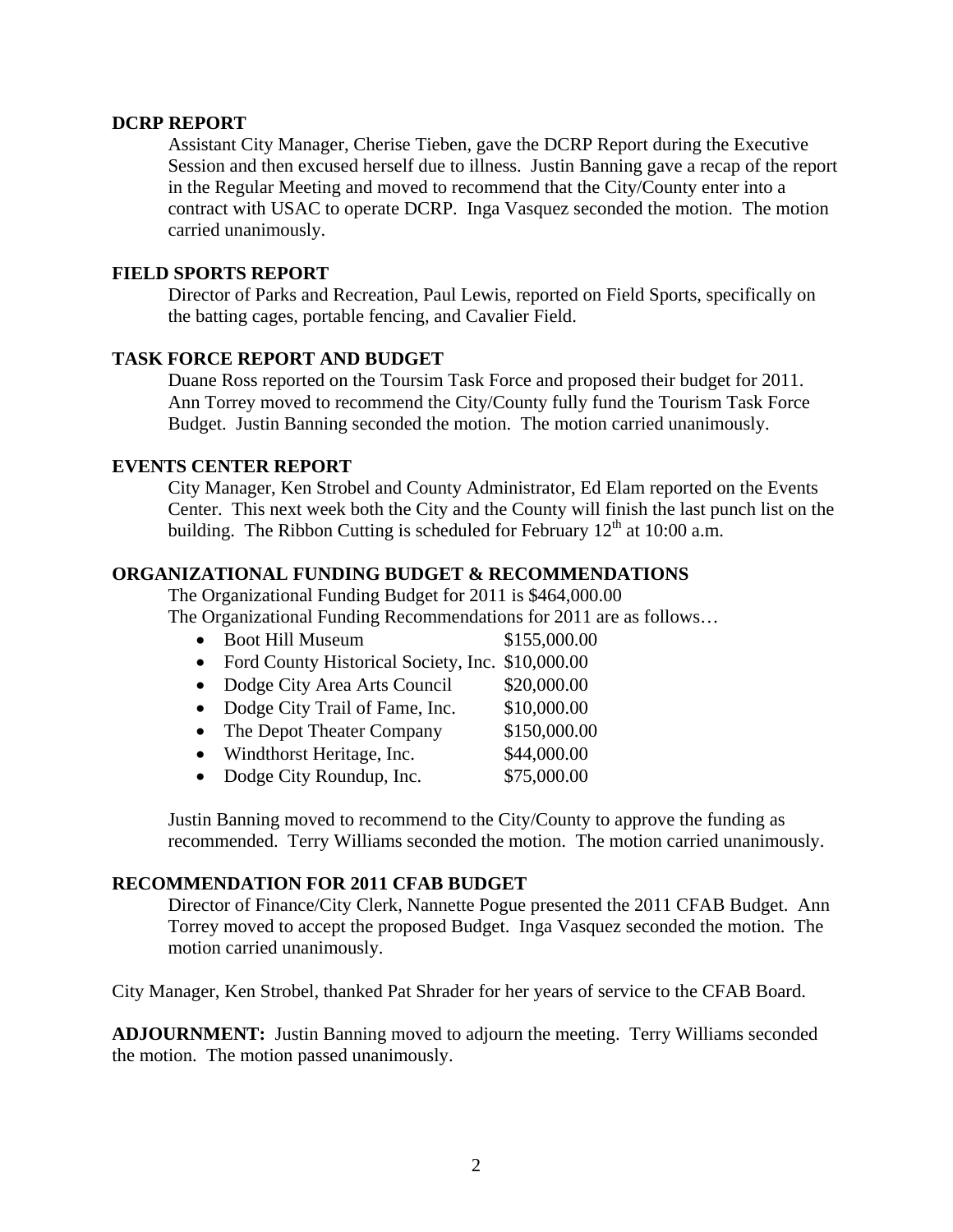**DCRP REPORT**

Assistant City Manager, Cherise Tieben, gave the DCRP Report during the Executive Session and then excused herself due to illness. Justin Banning gave a recap of the report in the Regular Meeting and moved to recommend that the City/County enter into a contract with USAC to operate DCRP. Inga Vasquez seconded the motion. The motion carried unanimously.

**FIELD SPORTS REPORT**

Director of Parks and Recreation, Paul Lewis, reported on Field Sports, specifically on the batting cages, portable fencing, and Cavalier Field.

**TASK FORCE REPORT AND BUDGET**

Duane Ross reported on the Toursim Task Force and proposed their budget for 2011. Ann Torrey moved to recommend the City/County fully fund the Tourism Task Force Budget. Justin Banning seconded the motion. The motion carried unanimously.

**EVENTS CENTER REPORT**

City Manager, Ken Strobel and County Administrator, Ed Elam reported on the Events Center. This next week both the City and the County will finish the last punch list on the building. The Ribbon Cutting is scheduled for February 12th at 10:00 a.m.

**ORGANIZATIONAL FUNDING BUDGET & RECOMMENDATIONS**

The Organizational Funding Budget for 2011 is $464,000.00
The Organizational Funding Recommendations for 2011 are as follows…

- Boot Hill Museum $155,000.00
- Ford County Historical Society, Inc. $10,000.00
- Dodge City Area Arts Council $20,000.00
- Dodge City Trail of Fame, Inc. $10,000.00
- The Depot Theater Company $150,000.00
- Windthorst Heritage, Inc. $44,000.00
- Dodge City Roundup, Inc. $75,000.00

Justin Banning moved to recommend to the City/County to approve the funding as recommended. Terry Williams seconded the motion. The motion carried unanimously.

**RECOMMENDATION FOR 2011 CFAB BUDGET**

Director of Finance/City Clerk, Nannette Pogue presented the 2011 CFAB Budget. Ann Torrey moved to accept the proposed Budget. Inga Vasquez seconded the motion. The motion carried unanimously.

City Manager, Ken Strobel, thanked Pat Shrader for her years of service to the CFAB Board.

**ADJOURNMENT:** Justin Banning moved to adjourn the meeting. Terry Williams seconded the motion. The motion passed unanimously.